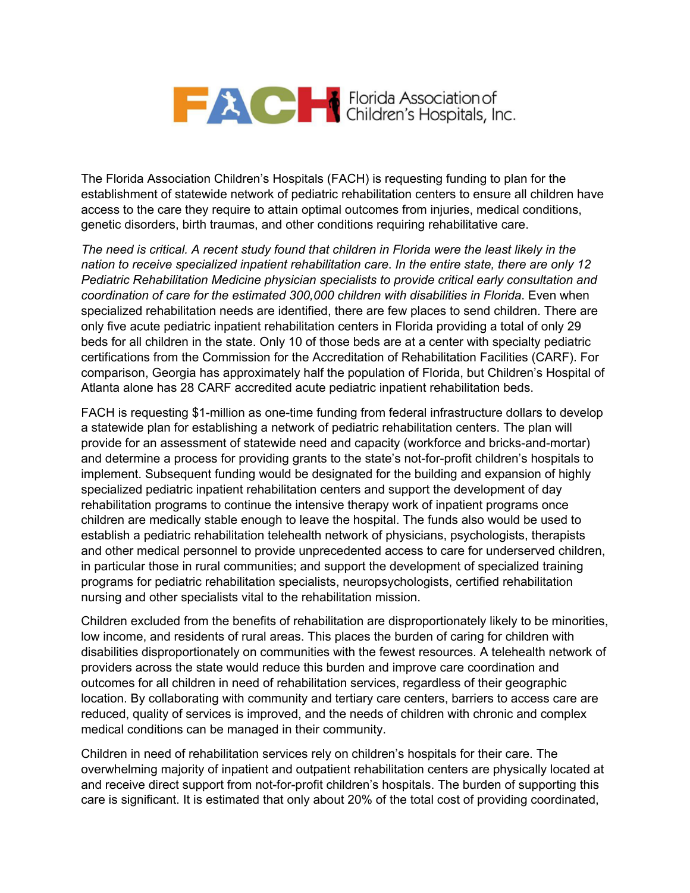FACH Florida Association of Children's Hospitals, Inc.

The Florida Association Children's Hospitals (FACH) is requesting funding to plan for the establishment of statewide network of pediatric rehabilitation centers to ensure all children have access to the care they require to attain optimal outcomes from injuries, medical conditions, genetic disorders, birth traumas, and other conditions requiring rehabilitative care.

*The need is critical. A recent study found that children in Florida were the least likely in the nation to receive specialized inpatient rehabilitation care. In the entire state, there are only 12 Pediatric Rehabilitation Medicine physician specialists to provide critical early consultation and coordination of care for the estimated 300,000 children with disabilities in Florida*. Even when specialized rehabilitation needs are identified, there are few places to send children. There are only five acute pediatric inpatient rehabilitation centers in Florida providing a total of only 29 beds for all children in the state. Only 10 of those beds are at a center with specialty pediatric certifications from the Commission for the Accreditation of Rehabilitation Facilities (CARF). For comparison, Georgia has approximately half the population of Florida, but Children's Hospital of Atlanta alone has 28 CARF accredited acute pediatric inpatient rehabilitation beds.

FACH is requesting $1-million as one-time funding from federal infrastructure dollars to develop a statewide plan for establishing a network of pediatric rehabilitation centers. The plan will provide for an assessment of statewide need and capacity (workforce and bricks-and-mortar) and determine a process for providing grants to the state's not-for-profit children's hospitals to implement. Subsequent funding would be designated for the building and expansion of highly specialized pediatric inpatient rehabilitation centers and support the development of day rehabilitation programs to continue the intensive therapy work of inpatient programs once children are medically stable enough to leave the hospital. The funds also would be used to establish a pediatric rehabilitation telehealth network of physicians, psychologists, therapists and other medical personnel to provide unprecedented access to care for underserved children, in particular those in rural communities; and support the development of specialized training programs for pediatric rehabilitation specialists, neuropsychologists, certified rehabilitation nursing and other specialists vital to the rehabilitation mission.

Children excluded from the benefits of rehabilitation are disproportionately likely to be minorities, low income, and residents of rural areas. This places the burden of caring for children with disabilities disproportionately on communities with the fewest resources. A telehealth network of providers across the state would reduce this burden and improve care coordination and outcomes for all children in need of rehabilitation services, regardless of their geographic location. By collaborating with community and tertiary care centers, barriers to access care are reduced, quality of services is improved, and the needs of children with chronic and complex medical conditions can be managed in their community.

Children in need of rehabilitation services rely on children's hospitals for their care. The overwhelming majority of inpatient and outpatient rehabilitation centers are physically located at and receive direct support from not-for-profit children's hospitals. The burden of supporting this care is significant. It is estimated that only about 20% of the total cost of providing coordinated,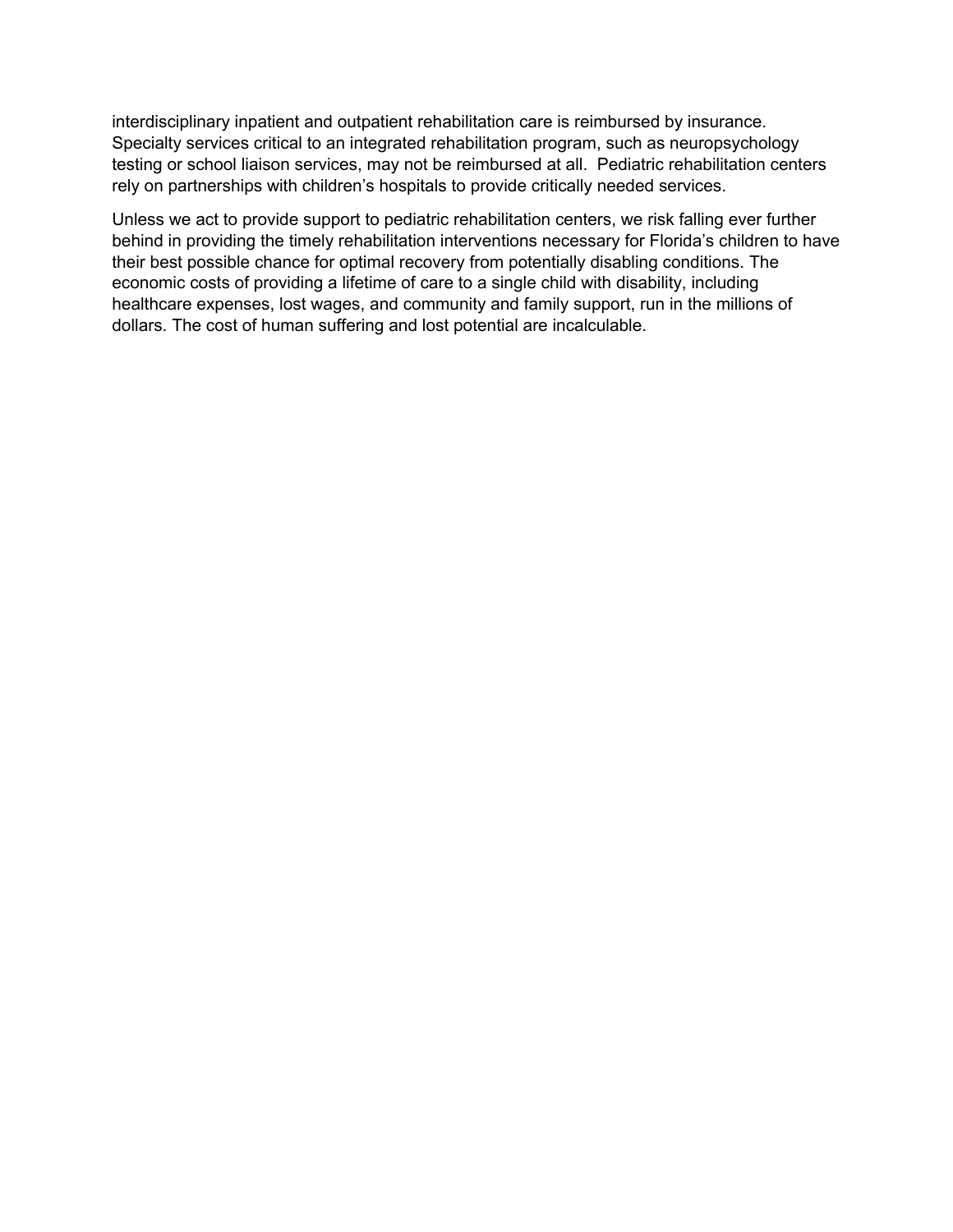interdisciplinary inpatient and outpatient rehabilitation care is reimbursed by insurance. Specialty services critical to an integrated rehabilitation program, such as neuropsychology testing or school liaison services, may not be reimbursed at all. Pediatric rehabilitation centers rely on partnerships with children's hospitals to provide critically needed services.

Unless we act to provide support to pediatric rehabilitation centers, we risk falling ever further behind in providing the timely rehabilitation interventions necessary for Florida's children to have their best possible chance for optimal recovery from potentially disabling conditions. The economic costs of providing a lifetime of care to a single child with disability, including healthcare expenses, lost wages, and community and family support, run in the millions of dollars. The cost of human suffering and lost potential are incalculable.